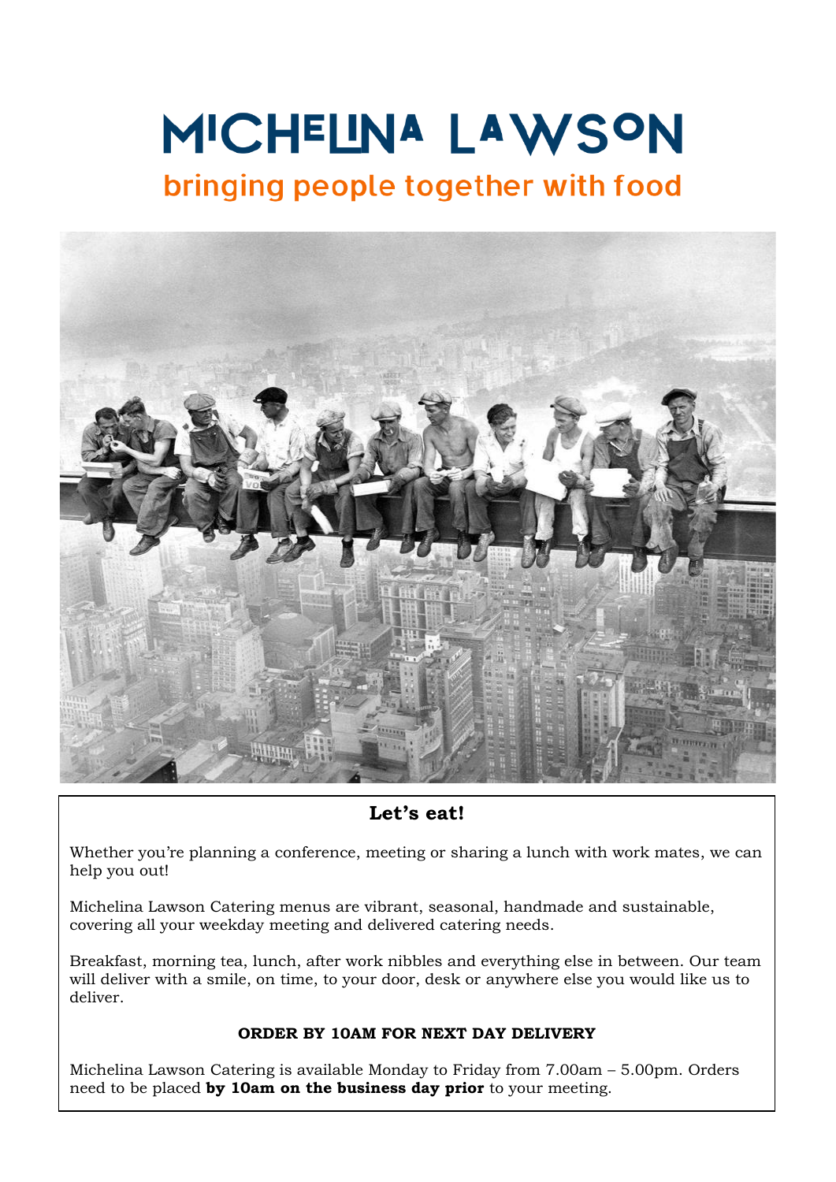# MICHELINA LAWSON

## bringing people together with food

### Let's eat!

Whether you're planning a conference, meeting or sharing a lunch with work mates, we can help you out!

Michelina Lawson Catering menus are vibrant, seasonal, handmade and sustainable, covering all your weekday meeting and delivered catering needs.

Breakfast, morning tea, lunch, after work nibbles and everything else in between. Our team will deliver with a smile, on time, to your door, desk or anywhere else you would like us to deliver.

**ORDER BY 10AM FOR NEXT DAY DELIVERY**

Michelina Lawson Catering is available Monday to Friday from 7.00am – 5.00pm. Orders need to be placed **by 10am on the business day prior** to your meeting.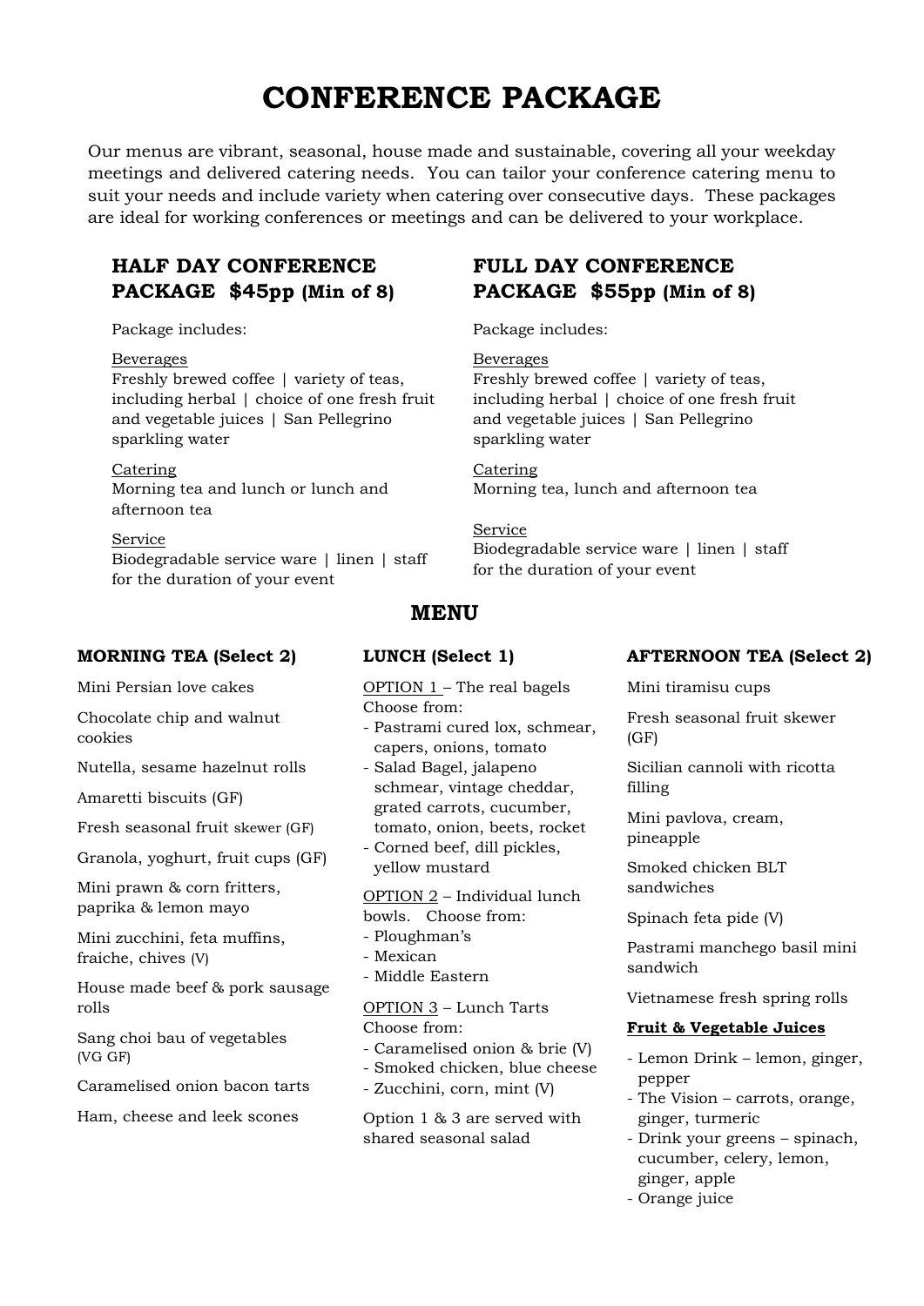# CONFERENCE PACKAGE

Our menus are vibrant, seasonal, house made and sustainable, covering all your weekday meetings and delivered catering needs. You can tailor your conference catering menu to suit your needs and include variety when catering over consecutive days. These packages are ideal for working conferences or meetings and can be delivered to your workplace.

## HALF DAY CONFERENCE PACKAGE $45pp (Min of 8)

Package includes:

Beverages
Freshly brewed coffee | variety of teas, including herbal | choice of one fresh fruit and vegetable juices | San Pellegrino sparkling water

Catering
Morning tea and lunch or lunch and afternoon tea

Service
Biodegradable service ware | linen | staff for the duration of your event

## FULL DAY CONFERENCE PACKAGE $55pp (Min of 8)

Package includes:

Beverages
Freshly brewed coffee | variety of teas, including herbal | choice of one fresh fruit and vegetable juices | San Pellegrino sparkling water

Catering
Morning tea, lunch and afternoon tea

Service
Biodegradable service ware | linen | staff for the duration of your event

## MENU

### MORNING TEA (Select 2)

Mini Persian love cakes

Chocolate chip and walnut cookies

Nutella, sesame hazelnut rolls

Amaretti biscuits (GF)

Fresh seasonal fruit skewer (GF)

Granola, yoghurt, fruit cups (GF)

Mini prawn & corn fritters, paprika & lemon mayo

Mini zucchini, feta muffins, fraiche, chives (V)

House made beef & pork sausage rolls

Sang choi bau of vegetables (VG GF)

Caramelised onion bacon tarts

Ham, cheese and leek scones

### LUNCH (Select 1)

OPTION 1 – The real bagels
Choose from:
- Pastrami cured lox, schmear, capers, onions, tomato
- Salad Bagel, jalapeno schmear, vintage cheddar, grated carrots, cucumber, tomato, onion, beets, rocket
- Corned beef, dill pickles, yellow mustard

OPTION 2 – Individual lunch bowls. Choose from:
- Ploughman's
- Mexican
- Middle Eastern

OPTION 3 – Lunch Tarts
Choose from:
- Caramelised onion & brie (V)
- Smoked chicken, blue cheese
- Zucchini, corn, mint (V)

Option 1 & 3 are served with shared seasonal salad

### AFTERNOON TEA (Select 2)

Mini tiramisu cups

Fresh seasonal fruit skewer (GF)

Sicilian cannoli with ricotta filling

Mini pavlova, cream, pineapple

Smoked chicken BLT sandwiches

Spinach feta pide (V)

Pastrami manchego basil mini sandwich

Vietnamese fresh spring rolls

**Fruit & Vegetable Juices**

- Lemon Drink – lemon, ginger, pepper
- The Vision – carrots, orange, ginger, turmeric
- Drink your greens – spinach, cucumber, celery, lemon, ginger, apple
- Orange juice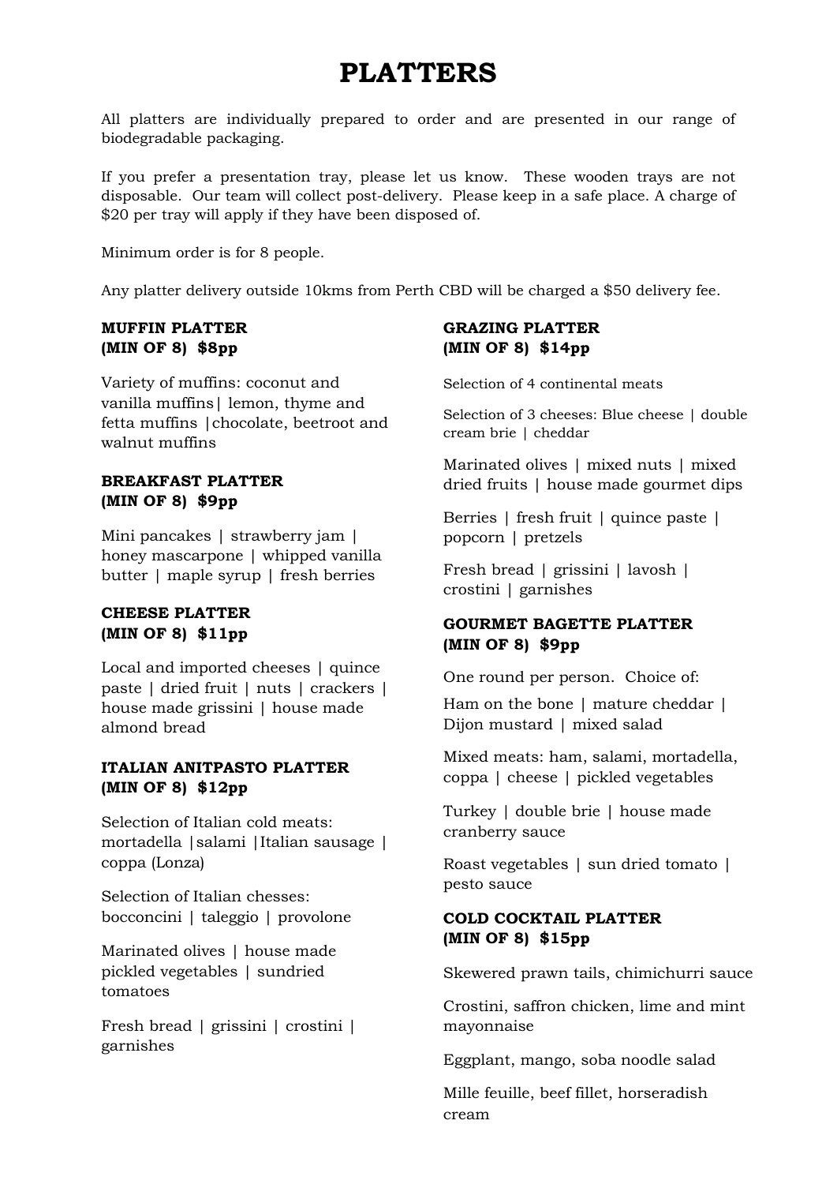# PLATTERS

All platters are individually prepared to order and are presented in our range of biodegradable packaging.

If you prefer a presentation tray, please let us know. These wooden trays are not disposable. Our team will collect post-delivery. Please keep in a safe place. A charge of $20 per tray will apply if they have been disposed of.

Minimum order is for 8 people.

Any platter delivery outside 10kms from Perth CBD will be charged a $50 delivery fee.

**MUFFIN PLATTER**
**(MIN OF 8) $8pp**

Variety of muffins: coconut and vanilla muffins| lemon, thyme and fetta muffins |chocolate, beetroot and walnut muffins

**BREAKFAST PLATTER**
**(MIN OF 8) $9pp**

Mini pancakes | strawberry jam | honey mascarpone | whipped vanilla butter | maple syrup | fresh berries

**CHEESE PLATTER**
**(MIN OF 8) $11pp**

Local and imported cheeses | quince paste | dried fruit | nuts | crackers | house made grissini | house made almond bread

**ITALIAN ANITPASTO PLATTER**
**(MIN OF 8) $12pp**

Selection of Italian cold meats: mortadella |salami |Italian sausage | coppa (Lonza)

Selection of Italian chesses: bocconcini | taleggio | provolone

Marinated olives | house made pickled vegetables | sundried tomatoes

Fresh bread | grissini | crostini | garnishes

**GRAZING PLATTER**
**(MIN OF 8) $14pp**

Selection of 4 continental meats

Selection of 3 cheeses: Blue cheese | double cream brie | cheddar

Marinated olives | mixed nuts | mixed dried fruits | house made gourmet dips

Berries | fresh fruit | quince paste | popcorn | pretzels

Fresh bread | grissini | lavosh | crostini | garnishes

**GOURMET BAGETTE PLATTER**
**(MIN OF 8) $9pp**

One round per person. Choice of:

Ham on the bone | mature cheddar | Dijon mustard | mixed salad

Mixed meats: ham, salami, mortadella, coppa | cheese | pickled vegetables

Turkey | double brie | house made cranberry sauce

Roast vegetables | sun dried tomato | pesto sauce

**COLD COCKTAIL PLATTER**
**(MIN OF 8) $15pp**

Skewered prawn tails, chimichurri sauce

Crostini, saffron chicken, lime and mint mayonnaise

Eggplant, mango, soba noodle salad

Mille feuille, beef fillet, horseradish cream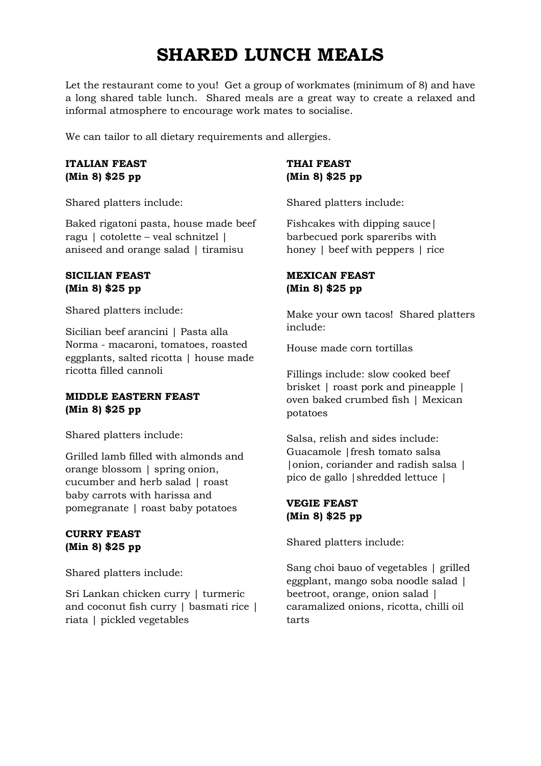# SHARED LUNCH MEALS

Let the restaurant come to you! Get a group of workmates (minimum of 8) and have a long shared table lunch. Shared meals are a great way to create a relaxed and informal atmosphere to encourage work mates to socialise.

We can tailor to all dietary requirements and allergies.

**ITALIAN FEAST**
**(Min 8) $25 pp**

Shared platters include:

Baked rigatoni pasta, house made beef ragu | cotolette – veal schnitzel | aniseed and orange salad | tiramisu

**SICILIAN FEAST**
**(Min 8) $25 pp**

Shared platters include:

Sicilian beef arancini | Pasta alla Norma - macaroni, tomatoes, roasted eggplants, salted ricotta | house made ricotta filled cannoli

**MIDDLE EASTERN FEAST**
**(Min 8) $25 pp**

Shared platters include:

Grilled lamb filled with almonds and orange blossom | spring onion, cucumber and herb salad | roast baby carrots with harissa and pomegranate | roast baby potatoes

**CURRY FEAST**
**(Min 8) $25 pp**

Shared platters include:

Sri Lankan chicken curry | turmeric and coconut fish curry | basmati rice | riata | pickled vegetables

**THAI FEAST**
**(Min 8) $25 pp**

Shared platters include:

Fishcakes with dipping sauce| barbecued pork spareribs with honey | beef with peppers | rice

**MEXICAN FEAST**
**(Min 8) $25 pp**

Make your own tacos! Shared platters include:

House made corn tortillas

Fillings include: slow cooked beef brisket | roast pork and pineapple | oven baked crumbed fish | Mexican potatoes

Salsa, relish and sides include: Guacamole |fresh tomato salsa |onion, coriander and radish salsa | pico de gallo |shredded lettuce |

**VEGIE FEAST**
**(Min 8) $25 pp**

Shared platters include:

Sang choi bauo of vegetables | grilled eggplant, mango soba noodle salad | beetroot, orange, onion salad | caramalized onions, ricotta, chilli oil tarts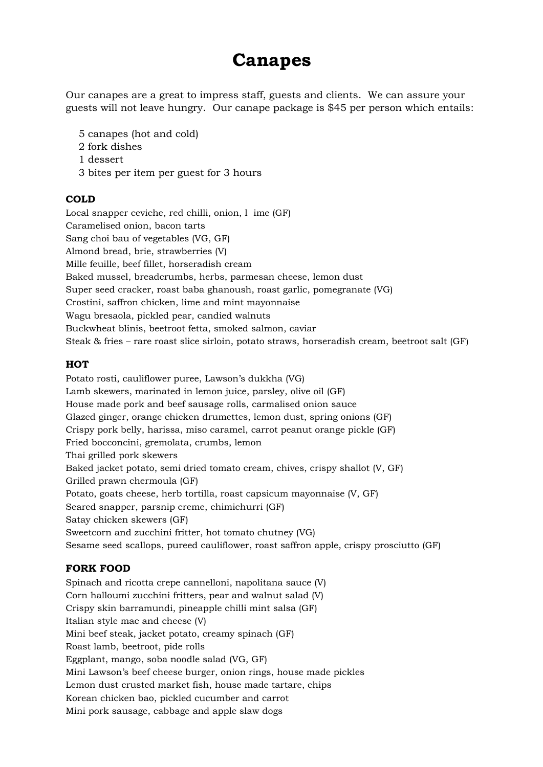# Canapes

Our canapes are a great to impress staff, guests and clients. We can assure your guests will not leave hungry. Our canape package is $45 per person which entails:

5 canapes (hot and cold)
2 fork dishes
1 dessert
3 bites per item per guest for 3 hours

**COLD**

Local snapper ceviche, red chilli, onion, l ime (GF)
Caramelised onion, bacon tarts
Sang choi bau of vegetables (VG, GF)
Almond bread, brie, strawberries (V)
Mille feuille, beef fillet, horseradish cream
Baked mussel, breadcrumbs, herbs, parmesan cheese, lemon dust
Super seed cracker, roast baba ghanoush, roast garlic, pomegranate (VG)
Crostini, saffron chicken, lime and mint mayonnaise
Wagu bresaola, pickled pear, candied walnuts
Buckwheat blinis, beetroot fetta, smoked salmon, caviar
Steak & fries – rare roast slice sirloin, potato straws, horseradish cream, beetroot salt (GF)

**HOT**

Potato rosti, cauliflower puree, Lawson's dukkha (VG)
Lamb skewers, marinated in lemon juice, parsley, olive oil (GF)
House made pork and beef sausage rolls, carmalised onion sauce
Glazed ginger, orange chicken drumettes, lemon dust, spring onions (GF)
Crispy pork belly, harissa, miso caramel, carrot peanut orange pickle (GF)
Fried bocconcini, gremolata, crumbs, lemon
Thai grilled pork skewers
Baked jacket potato, semi dried tomato cream, chives, crispy shallot (V, GF)
Grilled prawn chermoula (GF)
Potato, goats cheese, herb tortilla, roast capsicum mayonnaise (V, GF)
Seared snapper, parsnip creme, chimichurri (GF)
Satay chicken skewers (GF)
Sweetcorn and zucchini fritter, hot tomato chutney (VG)
Sesame seed scallops, pureed cauliflower, roast saffron apple, crispy prosciutto (GF)

**FORK FOOD**

Spinach and ricotta crepe cannelloni, napolitana sauce (V)
Corn halloumi zucchini fritters, pear and walnut salad (V)
Crispy skin barramundi, pineapple chilli mint salsa (GF)
Italian style mac and cheese (V)
Mini beef steak, jacket potato, creamy spinach (GF)
Roast lamb, beetroot, pide rolls
Eggplant, mango, soba noodle salad (VG, GF)
Mini Lawson's beef cheese burger, onion rings, house made pickles
Lemon dust crusted market fish, house made tartare, chips
Korean chicken bao, pickled cucumber and carrot
Mini pork sausage, cabbage and apple slaw dogs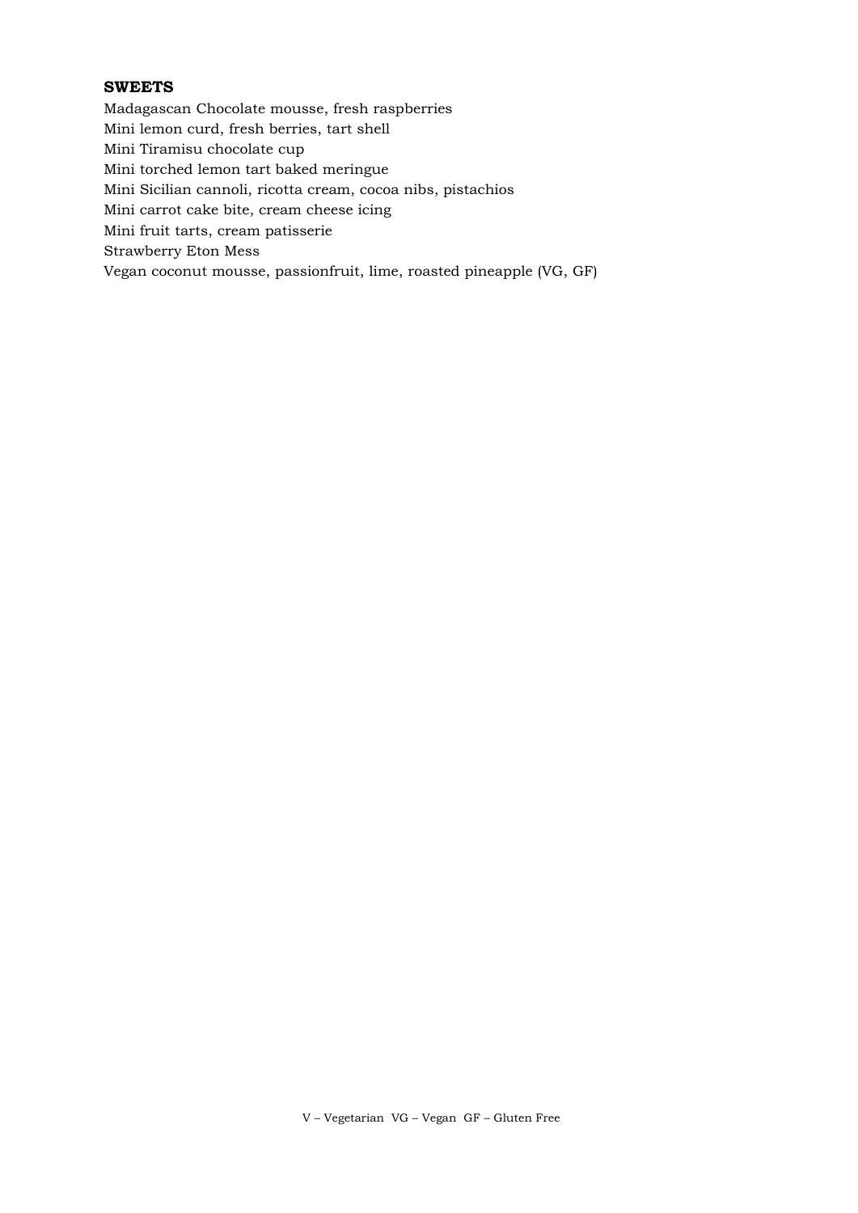**SWEETS**

Madagascan Chocolate mousse, fresh raspberries
Mini lemon curd, fresh berries, tart shell
Mini Tiramisu chocolate cup
Mini torched lemon tart baked meringue
Mini Sicilian cannoli, ricotta cream, cocoa nibs, pistachios
Mini carrot cake bite, cream cheese icing
Mini fruit tarts, cream patisserie
Strawberry Eton Mess
Vegan coconut mousse, passionfruit, lime, roasted pineapple (VG, GF)

V – Vegetarian VG – Vegan GF – Gluten Free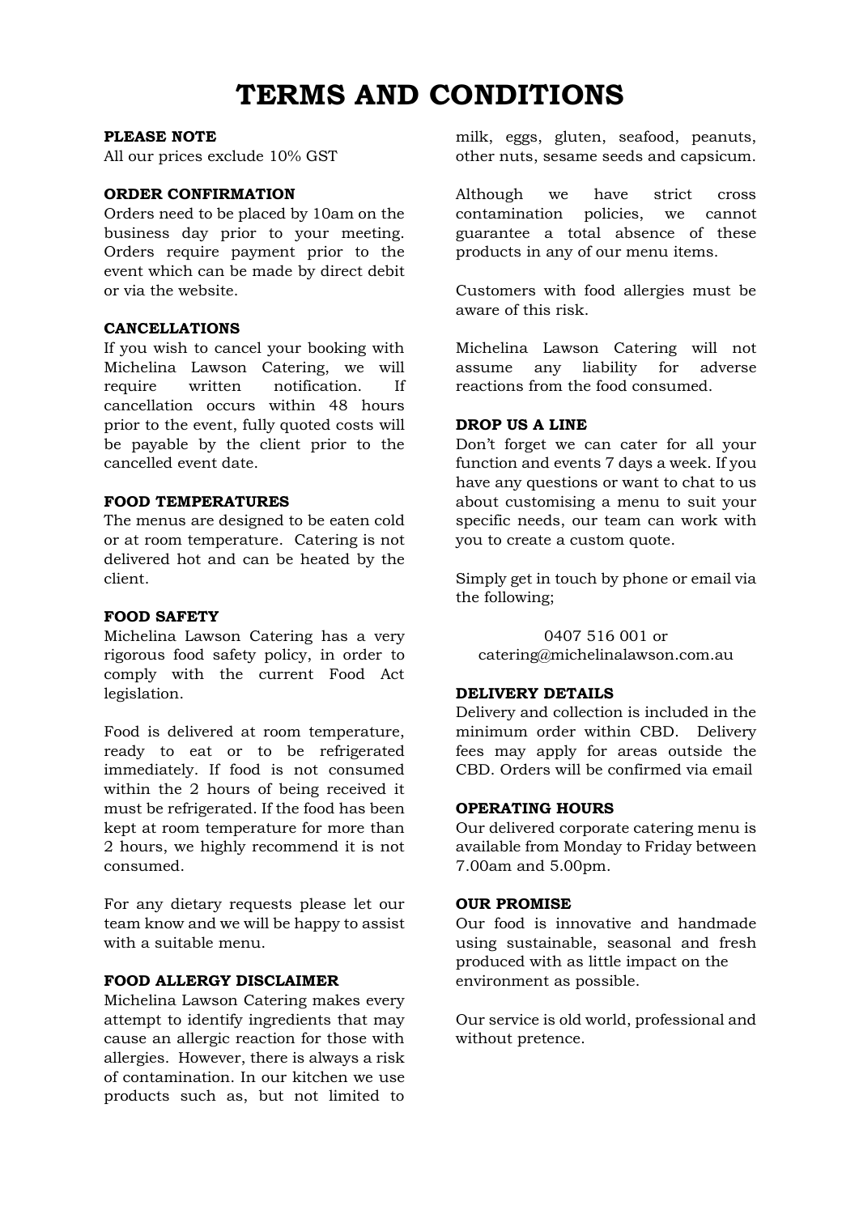# TERMS AND CONDITIONS

**PLEASE NOTE**
All our prices exclude 10% GST

**ORDER CONFIRMATION**
Orders need to be placed by 10am on the business day prior to your meeting. Orders require payment prior to the event which can be made by direct debit or via the website.

**CANCELLATIONS**
If you wish to cancel your booking with Michelina Lawson Catering, we will require written notification. If cancellation occurs within 48 hours prior to the event, fully quoted costs will be payable by the client prior to the cancelled event date.

**FOOD TEMPERATURES**
The menus are designed to be eaten cold or at room temperature. Catering is not delivered hot and can be heated by the client.

**FOOD SAFETY**
Michelina Lawson Catering has a very rigorous food safety policy, in order to comply with the current Food Act legislation.

Food is delivered at room temperature, ready to eat or to be refrigerated immediately. If food is not consumed within the 2 hours of being received it must be refrigerated. If the food has been kept at room temperature for more than 2 hours, we highly recommend it is not consumed.

For any dietary requests please let our team know and we will be happy to assist with a suitable menu.

**FOOD ALLERGY DISCLAIMER**
Michelina Lawson Catering makes every attempt to identify ingredients that may cause an allergic reaction for those with allergies. However, there is always a risk of contamination. In our kitchen we use products such as, but not limited to milk, eggs, gluten, seafood, peanuts, other nuts, sesame seeds and capsicum.

Although we have strict cross contamination policies, we cannot guarantee a total absence of these products in any of our menu items.

Customers with food allergies must be aware of this risk.

Michelina Lawson Catering will not assume any liability for adverse reactions from the food consumed.

**DROP US A LINE**
Don't forget we can cater for all your function and events 7 days a week. If you have any questions or want to chat to us about customising a menu to suit your specific needs, our team can work with you to create a custom quote.

Simply get in touch by phone or email via the following;

0407 516 001 or
catering@michelinalawson.com.au

**DELIVERY DETAILS**
Delivery and collection is included in the minimum order within CBD. Delivery fees may apply for areas outside the CBD. Orders will be confirmed via email

**OPERATING HOURS**
Our delivered corporate catering menu is available from Monday to Friday between 7.00am and 5.00pm.

**OUR PROMISE**
Our food is innovative and handmade using sustainable, seasonal and fresh produced with as little impact on the environment as possible.

Our service is old world, professional and without pretence.